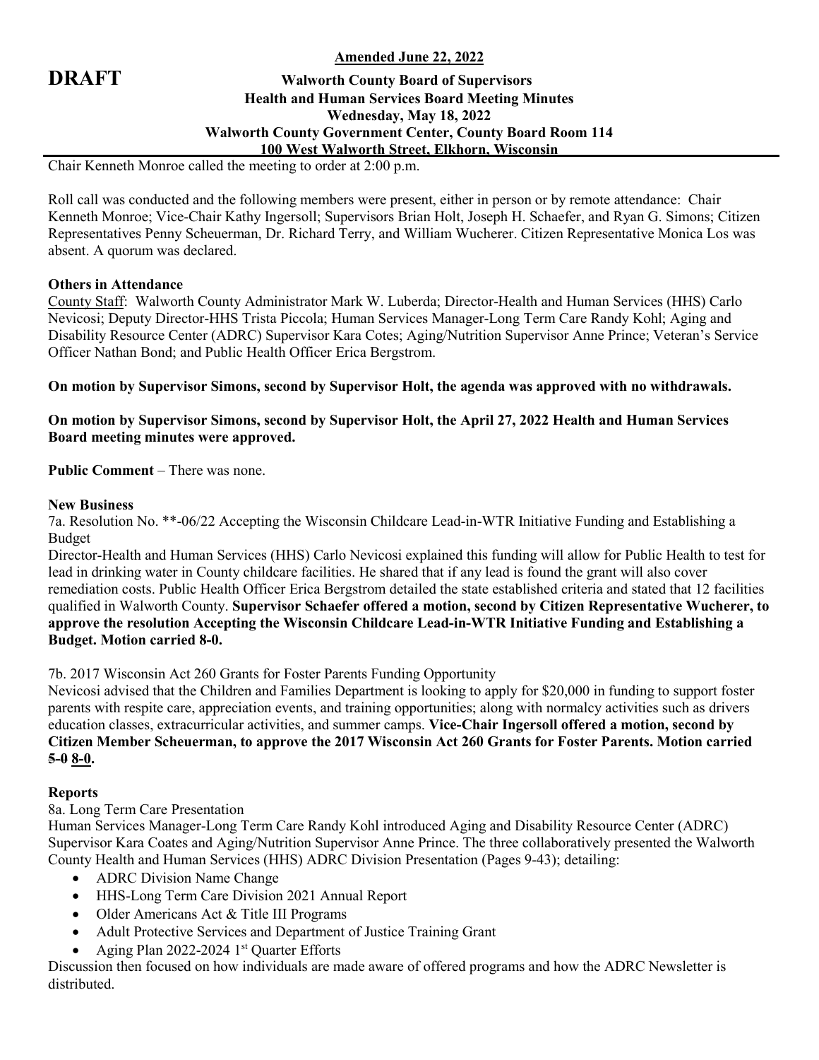**Amended June 22, 2022**

**DRAFT**

**Walworth County Board of Supervisors**
**Health and Human Services Board Meeting Minutes**
**Wednesday, May 18, 2022**
**Walworth County Government Center, County Board Room 114**
**100 West Walworth Street, Elkhorn, Wisconsin**

Chair Kenneth Monroe called the meeting to order at 2:00 p.m.

Roll call was conducted and the following members were present, either in person or by remote attendance: Chair Kenneth Monroe; Vice-Chair Kathy Ingersoll; Supervisors Brian Holt, Joseph H. Schaefer, and Ryan G. Simons; Citizen Representatives Penny Scheuerman, Dr. Richard Terry, and William Wucherer. Citizen Representative Monica Los was absent. A quorum was declared.

**Others in Attendance**

County Staff: Walworth County Administrator Mark W. Luberda; Director-Health and Human Services (HHS) Carlo Nevicosi; Deputy Director-HHS Trista Piccola; Human Services Manager-Long Term Care Randy Kohl; Aging and Disability Resource Center (ADRC) Supervisor Kara Cotes; Aging/Nutrition Supervisor Anne Prince; Veteran's Service Officer Nathan Bond; and Public Health Officer Erica Bergstrom.

**On motion by Supervisor Simons, second by Supervisor Holt, the agenda was approved with no withdrawals.**

**On motion by Supervisor Simons, second by Supervisor Holt, the April 27, 2022 Health and Human Services Board meeting minutes were approved.**

**Public Comment** – There was none.

**New Business**

7a. Resolution No. **-06/22 Accepting the Wisconsin Childcare Lead-in-WTR Initiative Funding and Establishing a Budget

Director-Health and Human Services (HHS) Carlo Nevicosi explained this funding will allow for Public Health to test for lead in drinking water in County childcare facilities. He shared that if any lead is found the grant will also cover remediation costs. Public Health Officer Erica Bergstrom detailed the state established criteria and stated that 12 facilities qualified in Walworth County. **Supervisor Schaefer offered a motion, second by Citizen Representative Wucherer, to approve the resolution Accepting the Wisconsin Childcare Lead-in-WTR Initiative Funding and Establishing a Budget. Motion carried 8-0.**

7b. 2017 Wisconsin Act 260 Grants for Foster Parents Funding Opportunity

Nevicosi advised that the Children and Families Department is looking to apply for $20,000 in funding to support foster parents with respite care, appreciation events, and training opportunities; along with normalcy activities such as drivers education classes, extracurricular activities, and summer camps. **Vice-Chair Ingersoll offered a motion, second by Citizen Member Scheuerman, to approve the 2017 Wisconsin Act 260 Grants for Foster Parents. Motion carried ~~5-0~~ 8-0.**

**Reports**

8a. Long Term Care Presentation

Human Services Manager-Long Term Care Randy Kohl introduced Aging and Disability Resource Center (ADRC) Supervisor Kara Coates and Aging/Nutrition Supervisor Anne Prince. The three collaboratively presented the Walworth County Health and Human Services (HHS) ADRC Division Presentation (Pages 9-43); detailing:

- ADRC Division Name Change
- HHS-Long Term Care Division 2021 Annual Report
- Older Americans Act & Title III Programs
- Adult Protective Services and Department of Justice Training Grant
- Aging Plan 2022-2024 1st Quarter Efforts

Discussion then focused on how individuals are made aware of offered programs and how the ADRC Newsletter is distributed.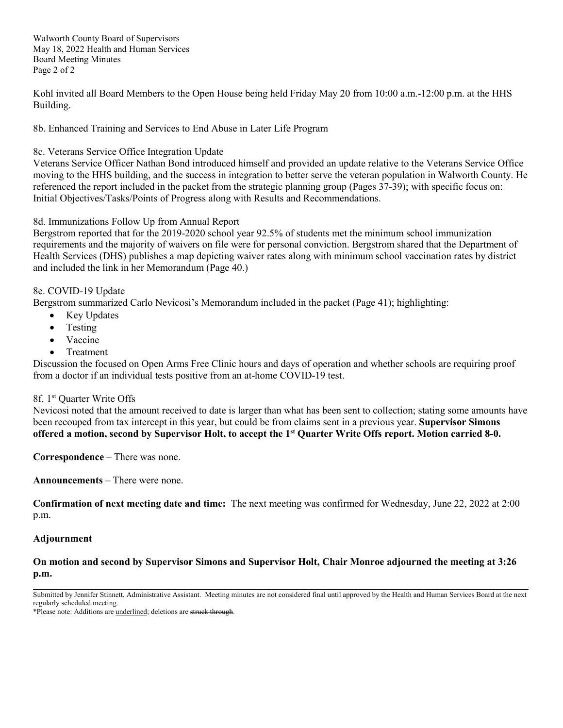Kohl invited all Board Members to the Open House being held Friday May 20 from 10:00 a.m.-12:00 p.m. at the HHS Building.

8b. Enhanced Training and Services to End Abuse in Later Life Program

8c. Veterans Service Office Integration Update

Veterans Service Officer Nathan Bond introduced himself and provided an update relative to the Veterans Service Office moving to the HHS building, and the success in integration to better serve the veteran population in Walworth County. He referenced the report included in the packet from the strategic planning group (Pages 37-39); with specific focus on: Initial Objectives/Tasks/Points of Progress along with Results and Recommendations.

8d. Immunizations Follow Up from Annual Report

Bergstrom reported that for the 2019-2020 school year 92.5% of students met the minimum school immunization requirements and the majority of waivers on file were for personal conviction. Bergstrom shared that the Department of Health Services (DHS) publishes a map depicting waiver rates along with minimum school vaccination rates by district and included the link in her Memorandum (Page 40.)

8e. COVID-19 Update

Bergstrom summarized Carlo Nevicosi's Memorandum included in the packet (Page 41); highlighting:

- Key Updates
- Testing
- Vaccine
- Treatment

Discussion the focused on Open Arms Free Clinic hours and days of operation and whether schools are requiring proof from a doctor if an individual tests positive from an at-home COVID-19 test.

8f. 1st Quarter Write Offs

Nevicosi noted that the amount received to date is larger than what has been sent to collection; stating some amounts have been recouped from tax intercept in this year, but could be from claims sent in a previous year. **Supervisor Simons offered a motion, second by Supervisor Holt, to accept the 1st Quarter Write Offs report. Motion carried 8-0.**

**Correspondence** – There was none.

**Announcements** – There were none.

**Confirmation of next meeting date and time:** The next meeting was confirmed for Wednesday, June 22, 2022 at 2:00 p.m.

**Adjournment**

**On motion and second by Supervisor Simons and Supervisor Holt, Chair Monroe adjourned the meeting at 3:26 p.m.**

---

Submitted by Jennifer Stinnett, Administrative Assistant. Meeting minutes are not considered final until approved by the Health and Human Services Board at the next regularly scheduled meeting.

*Please note: Additions are <u>underlined</u>; deletions are ~~struck through~~.